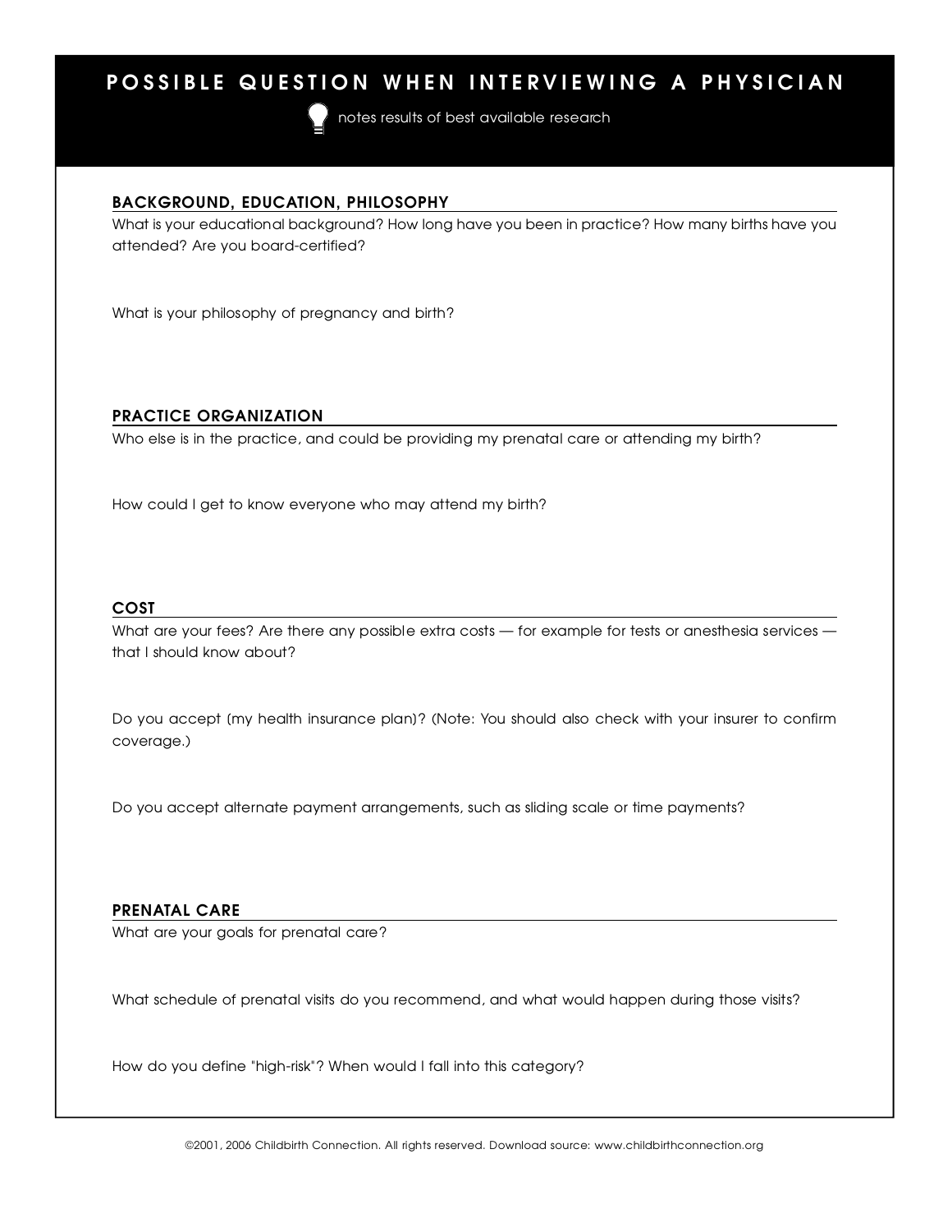# POSSIBLE QUESTION WHEN INTERVIEWING A PHYSICIAN

notes results of best available research

## BACKGROUND, EDUCATION, PHILOSOPHY

What is your educational background? How long have you been in practice? How many births have you attended? Are you board-certified?

What is your philosophy of pregnancy and birth?

## PRACTICE ORGANIZATION

Who else is in the practice, and could be providing my prenatal care or attending my birth?

How could I get to know everyone who may attend my birth?

## COST

What are your fees? Are there any possible extra costs — for example for tests or anesthesia services — that I should know about?

Do you accept (my health insurance plan)? (Note: You should also check with your insurer to confirm coverage.)

Do you accept alternate payment arrangements, such as sliding scale or time payments?

## PRENATAL CARE

What are your goals for prenatal care?

What schedule of prenatal visits do you recommend, and what would happen during those visits?

How do you define "high-risk"? When would I fall into this category?

©2001, 2006 Childbirth Connection. All rights reserved. Download source: www.childbirthconnection.org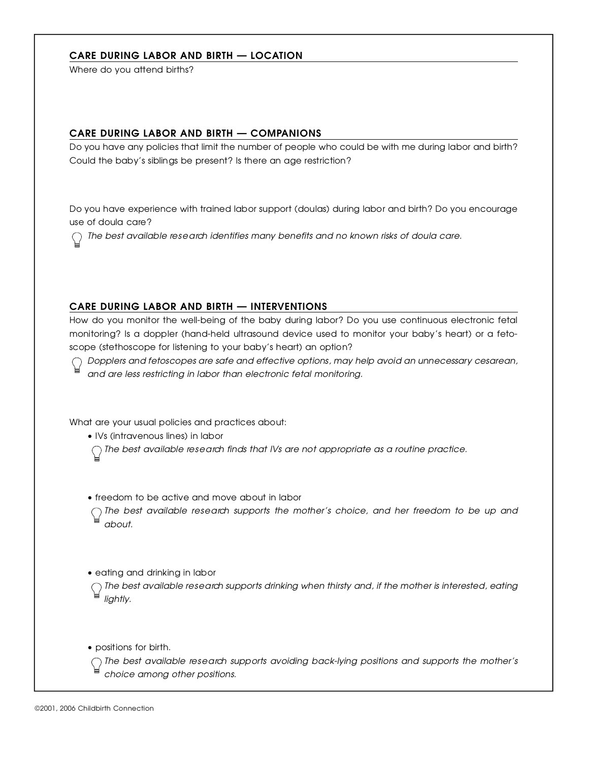## CARE DURING LABOR AND BIRTH — LOCATION

Where do you attend births?

## CARE DURING LABOR AND BIRTH — COMPANIONS

Do you have any policies that limit the number of people who could be with me during labor and birth? Could the baby's siblings be present? Is there an age restriction?

Do you have experience with trained labor support (doulas) during labor and birth? Do you encourage use of doula care?

*The best available research identifies many benefits and no known risks of doula care.*

## CARE DURING LABOR AND BIRTH — INTERVENTIONS

How do you monitor the well-being of the baby during labor? Do you use continuous electronic fetal monitoring? Is a doppler (hand-held ultrasound device used to monitor your baby's heart) or a fetoscope (stethoscope for listening to your baby's heart) an option?

*Dopplers and fetoscopes are safe and effective options, may help avoid an unnecessary cesarean, and are less restricting in labor than electronic fetal monitoring.*

What are your usual policies and practices about:

- IVs (intravenous lines) in labor

  *The best available research finds that IVs are not appropriate as a routine practice.*

- freedom to be active and move about in labor

  *The best available research supports the mother's choice, and her freedom to be up and about.*

- eating and drinking in labor

  *The best available research supports drinking when thirsty and, if the mother is interested, eating lightly.*

- positions for birth.

  *The best available research supports avoiding back-lying positions and supports the mother's choice among other positions.*

©2001, 2006 Childbirth Connection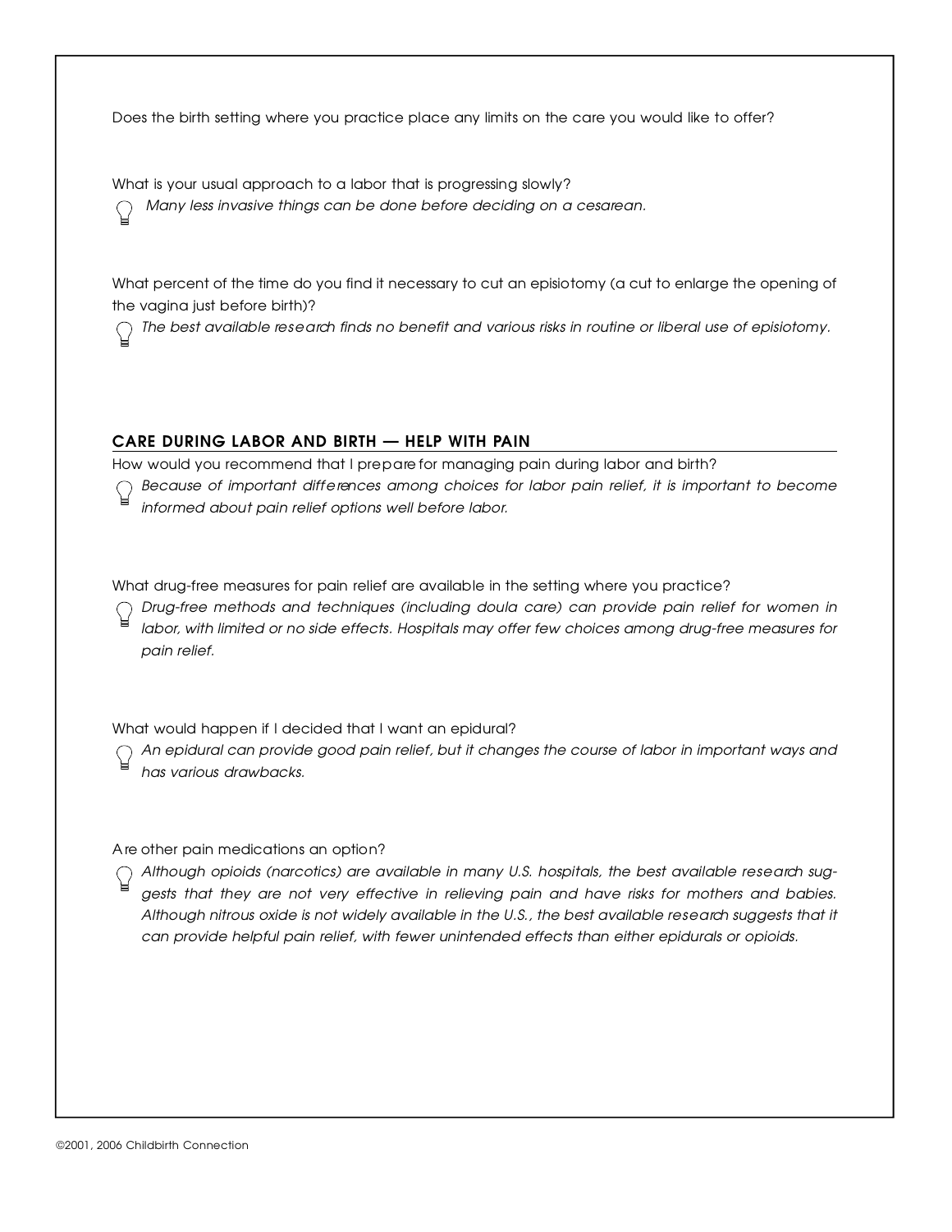Does the birth setting where you practice place any limits on the care you would like to offer?

What is your usual approach to a labor that is progressing slowly?

*Many less invasive things can be done before deciding on a cesarean.*

What percent of the time do you find it necessary to cut an episiotomy (a cut to enlarge the opening of the vagina just before birth)?

*The best available research finds no benefit and various risks in routine or liberal use of episiotomy.*

## CARE DURING LABOR AND BIRTH — HELP WITH PAIN

How would you recommend that I prepare for managing pain during labor and birth?

*Because of important differences among choices for labor pain relief, it is important to become informed about pain relief options well before labor.*

What drug-free measures for pain relief are available in the setting where you practice?

*Drug-free methods and techniques (including doula care) can provide pain relief for women in labor, with limited or no side effects. Hospitals may offer few choices among drug-free measures for pain relief.*

What would happen if I decided that I want an epidural?

*An epidural can provide good pain relief, but it changes the course of labor in important ways and has various drawbacks.*

Are other pain medications an option?

*Although opioids (narcotics) are available in many U.S. hospitals, the best available research suggests that they are not very effective in relieving pain and have risks for mothers and babies. Although nitrous oxide is not widely available in the U.S., the best available research suggests that it can provide helpful pain relief, with fewer unintended effects than either epidurals or opioids.*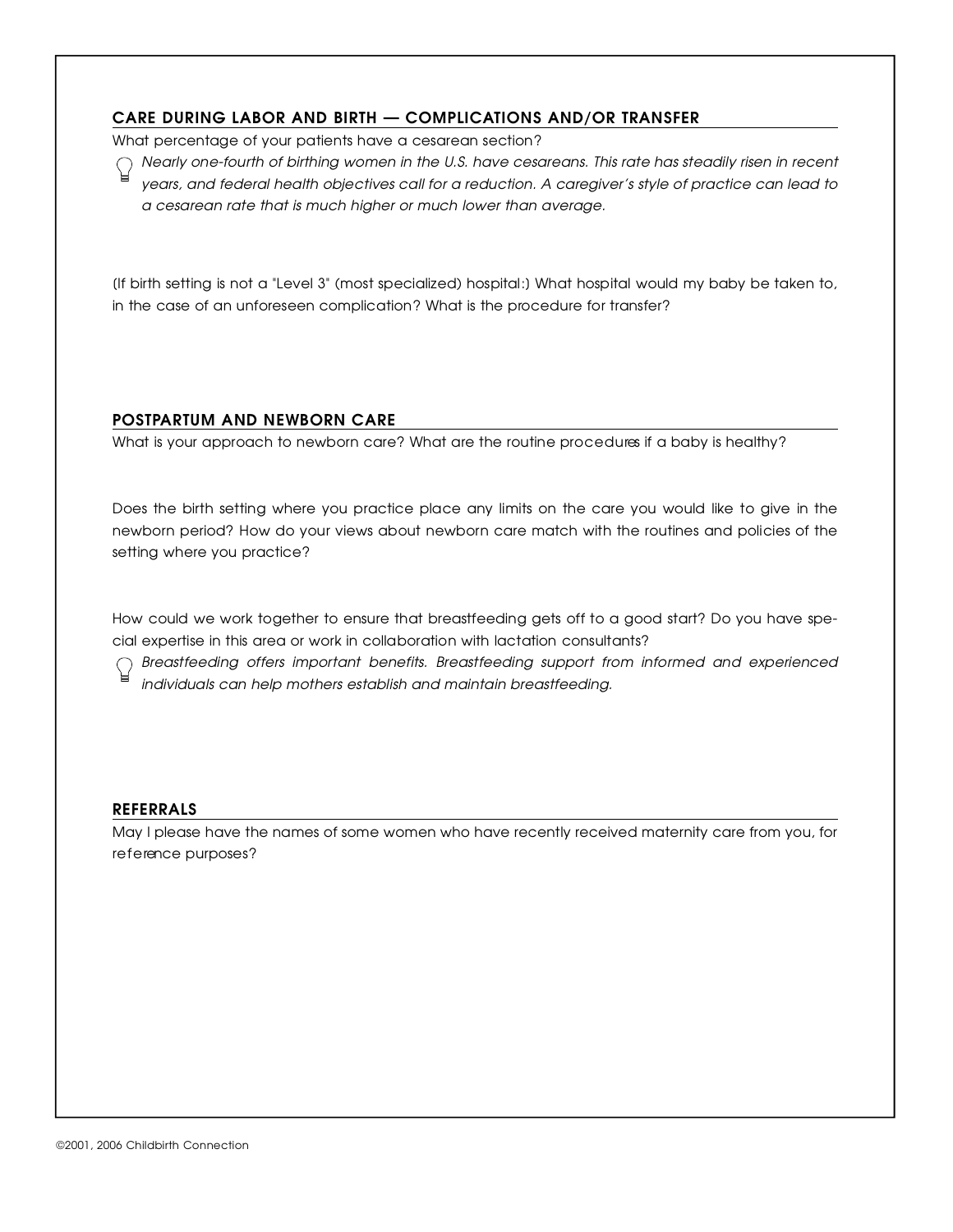## CARE DURING LABOR AND BIRTH — COMPLICATIONS AND/OR TRANSFER

What percentage of your patients have a cesarean section?

*Nearly one-fourth of birthing women in the U.S. have cesareans. This rate has steadily risen in recent years, and federal health objectives call for a reduction. A caregiver's style of practice can lead to a cesarean rate that is much higher or much lower than average.*

(If birth setting is not a "Level 3" (most specialized) hospital:) What hospital would my baby be taken to, in the case of an unforeseen complication? What is the procedure for transfer?

## POSTPARTUM AND NEWBORN CARE

What is your approach to newborn care? What are the routine procedures if a baby is healthy?

Does the birth setting where you practice place any limits on the care you would like to give in the newborn period? How do your views about newborn care match with the routines and policies of the setting where you practice?

How could we work together to ensure that breastfeeding gets off to a good start? Do you have special expertise in this area or work in collaboration with lactation consultants?

*Breastfeeding offers important benefits. Breastfeeding support from informed and experienced individuals can help mothers establish and maintain breastfeeding.*

## REFERRALS

May I please have the names of some women who have recently received maternity care from you, for reference purposes?

©2001, 2006 Childbirth Connection